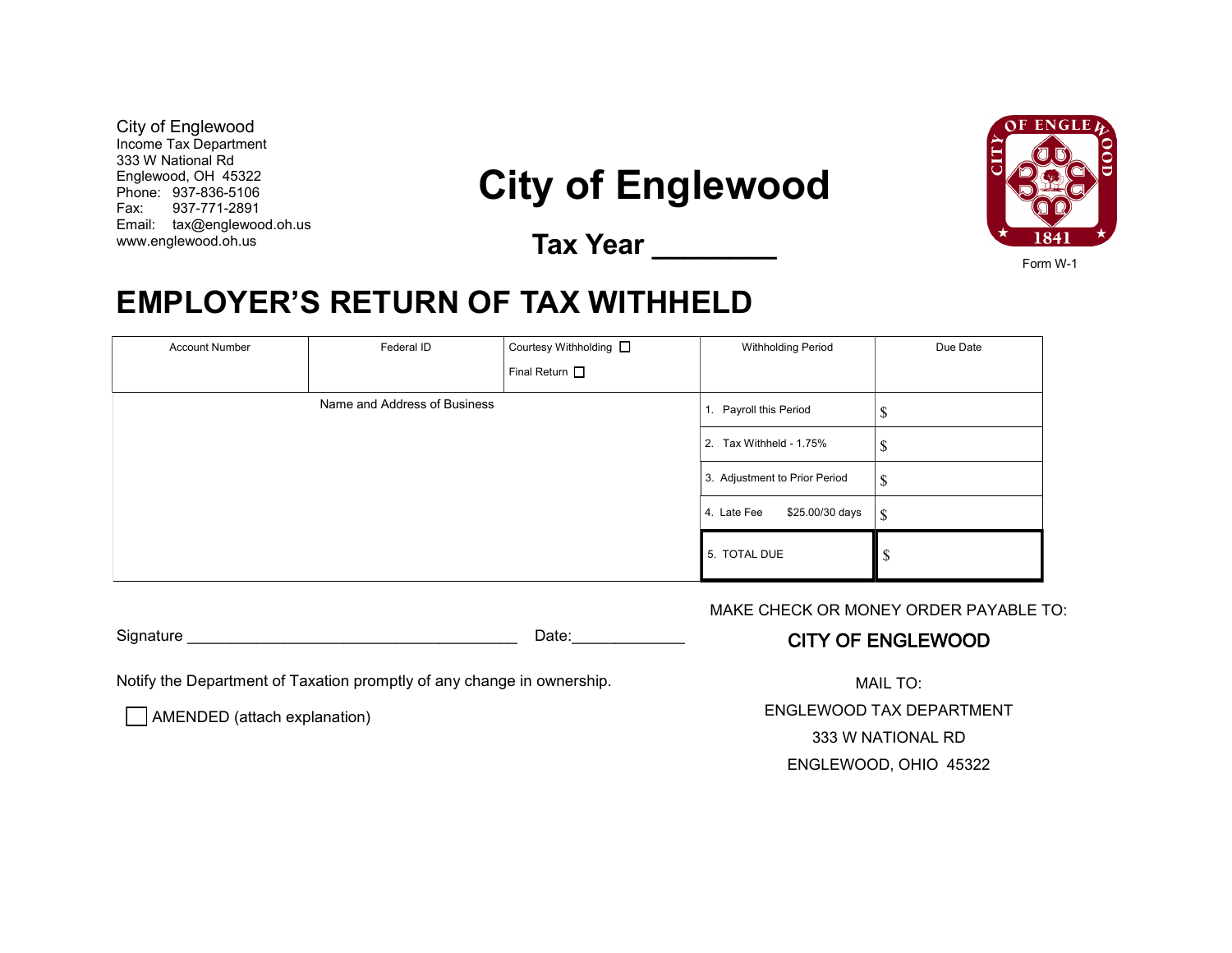City of Englewood
Income Tax Department
333 W National Rd
Englewood, OH 45322
Phone: 937-836-5106
Fax: 937-771-2891
Email: tax@englewood.oh.us
www.englewood.oh.us

# City of Englewood

**Tax Year ________**

Form W-1

# EMPLOYER'S RETURN OF TAX WITHHELD

| Account Number | Federal ID | Courtesy Withholding ☐ Final Return ☐ | Withholding Period | Due Date |
|---|---|---|---|---|
| Name and Address of Business | | | 1. Payroll this Period | $ |
| | | | 2. Tax Withheld - 1.75% | $ |
| | | | 3. Adjustment to Prior Period | $ |
| | | | 4. Late Fee $25.00/30 days | $ |
| | | | 5. TOTAL DUE | $ |

Signature ______________________________________ Date:_____________

Notify the Department of Taxation promptly of any change in ownership.

☐ AMENDED (attach explanation)

MAKE CHECK OR MONEY ORDER PAYABLE TO:

**CITY OF ENGLEWOOD**

MAIL TO:
ENGLEWOOD TAX DEPARTMENT
333 W NATIONAL RD
ENGLEWOOD, OHIO 45322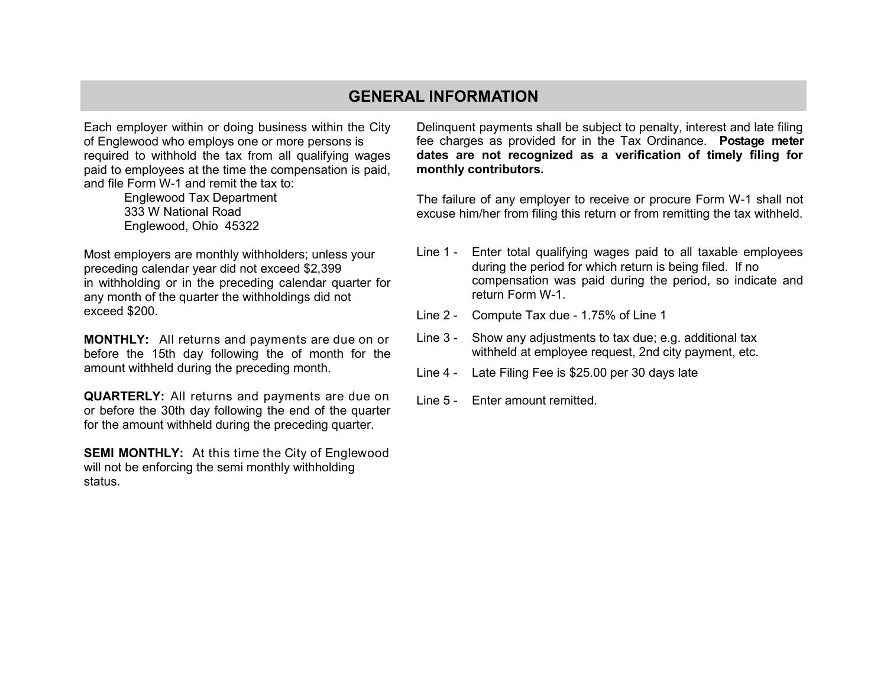## GENERAL INFORMATION

Each employer within or doing business within the City of Englewood who employs one or more persons is required to withhold the tax from all qualifying wages paid to employees at the time the compensation is paid, and file Form W-1 and remit the tax to:

Englewood Tax Department
333 W National Road
Englewood, Ohio 45322

Most employers are monthly withholders; unless your preceding calendar year did not exceed $2,399 in withholding or in the preceding calendar quarter for any month of the quarter the withholdings did not exceed $200.

**MONTHLY:** All returns and payments are due on or before the 15th day following the of month for the amount withheld during the preceding month.

**QUARTERLY:** All returns and payments are due on or before the 30th day following the end of the quarter for the amount withheld during the preceding quarter.

**SEMI MONTHLY:** At this time the City of Englewood will not be enforcing the semi monthly withholding status.

Delinquent payments shall be subject to penalty, interest and late filing fee charges as provided for in the Tax Ordinance. **Postage meter dates are not recognized as a verification of timely filing for monthly contributors.**

The failure of any employer to receive or procure Form W-1 shall not excuse him/her from filing this return or from remitting the tax withheld.

Line 1 - Enter total qualifying wages paid to all taxable employees during the period for which return is being filed. If no compensation was paid during the period, so indicate and return Form W-1.

Line 2 - Compute Tax due - 1.75% of Line 1

Line 3 - Show any adjustments to tax due; e.g. additional tax withheld at employee request, 2nd city payment, etc.

Line 4 - Late Filing Fee is $25.00 per 30 days late

Line 5 - Enter amount remitted.